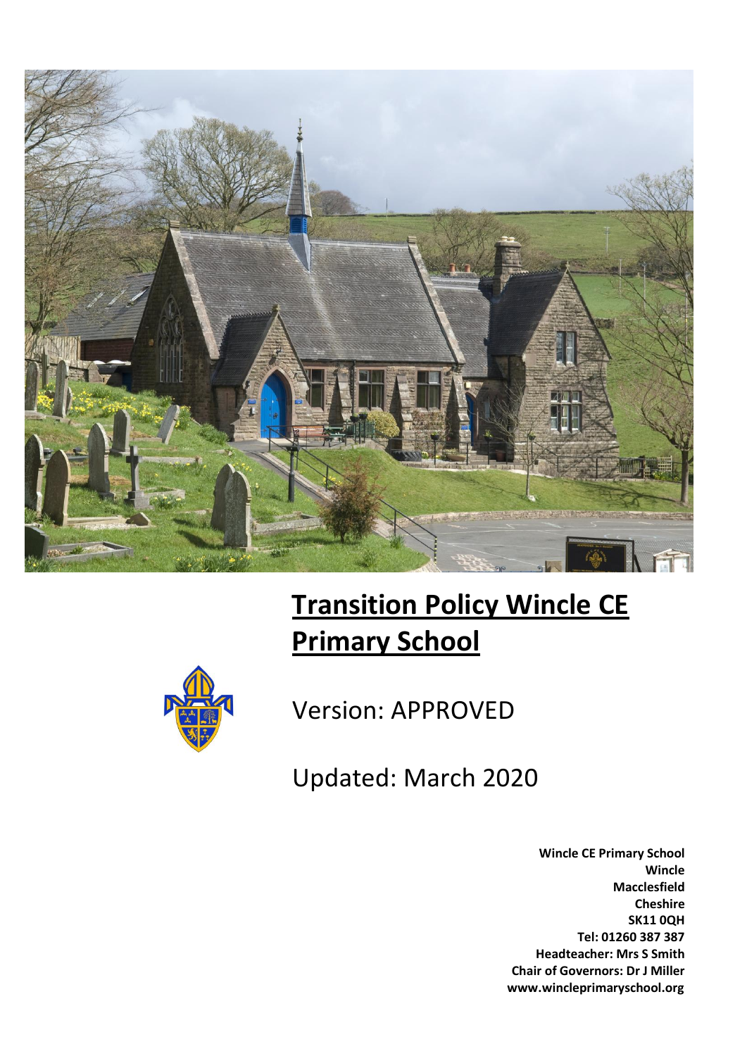# Transition Policy Wincle CE Primary School

Version: APPROVED

Updated: March 2020

**Wincle CE Primary School**
**Wincle**
**Macclesfield**
**Cheshire**
**SK11 0QH**
**Tel: 01260 387 387**
**Headteacher: Mrs S Smith**
**Chair of Governors: Dr J Miller**
**www.wincleprimaryschool.org**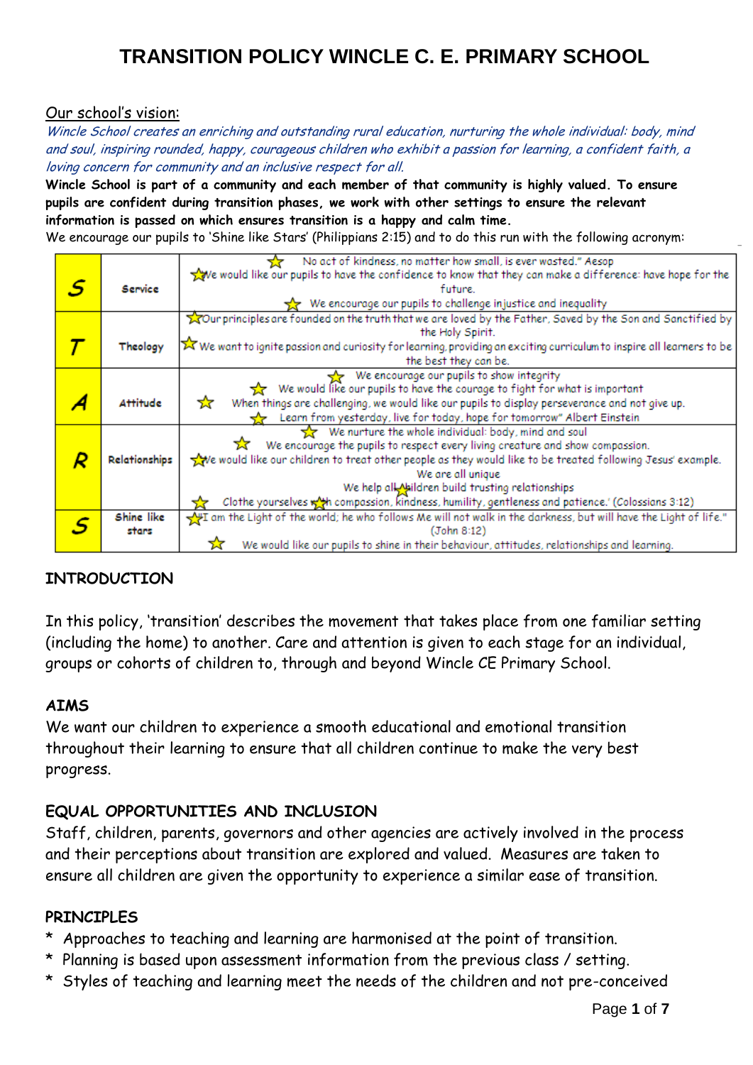# TRANSITION POLICY WINCLE C. E. PRIMARY SCHOOL

Our school's vision:

*Wincle School creates an enriching and outstanding rural education, nurturing the whole individual: body, mind and soul, inspiring rounded, happy, courageous children who exhibit a passion for learning, a confident faith, a loving concern for community and an inclusive respect for all.*

**Wincle School is part of a community and each member of that community is highly valued. To ensure pupils are confident during transition phases, we work with other settings to ensure the relevant information is passed on which ensures transition is a happy and calm time.**

We encourage our pupils to 'Shine like Stars' (Philippians 2:15) and to do this run with the following acronym:

| | | |
|---|---|---|
| **S** | **Service** | ☆ No act of kindness, no matter how small, is ever wasted." Aesop<br>☆ We would like our pupils to have the confidence to know that they can make a difference: have hope for the future.<br>☆ We encourage our pupils to challenge injustice and inequality |
| **T** | **Theology** | ☆ Our principles are founded on the truth that we are loved by the Father, Saved by the Son and Sanctified by the Holy Spirit.<br>☆ We want to ignite passion and curiosity for learning, providing an exciting curriculum to inspire all learners to be the best they can be. |
| **A** | **Attitude** | ☆ We encourage our pupils to show integrity<br>☆ We would like our pupils to have the courage to fight for what is important<br>☆ When things are challenging, we would like our pupils to display perseverance and not give up.<br>☆ Learn from yesterday, live for today, hope for tomorrow" Albert Einstein |
| **R** | **Relationships** | ☆ We nurture the whole individual: body, mind and soul<br>☆ We encourage the pupils to respect every living creature and show compassion.<br>☆ We would like our children to treat other people as they would like to be treated following Jesus' example.<br>We are all unique<br>We help all children build trusting relationships<br>☆ Clothe yourselves with compassion, kindness, humility, gentleness and patience.' (Colossians 3:12) |
| **S** | **Shine like stars** | ☆ "I am the Light of the world; he who follows Me will not walk in the darkness, but will have the Light of life." (John 8:12)<br>☆ We would like our pupils to shine in their behaviour, attitudes, relationships and learning. |

## INTRODUCTION

In this policy, 'transition' describes the movement that takes place from one familiar setting (including the home) to another. Care and attention is given to each stage for an individual, groups or cohorts of children to, through and beyond Wincle CE Primary School.

## AIMS

We want our children to experience a smooth educational and emotional transition throughout their learning to ensure that all children continue to make the very best progress.

## EQUAL OPPORTUNITIES AND INCLUSION

Staff, children, parents, governors and other agencies are actively involved in the process and their perceptions about transition are explored and valued. Measures are taken to ensure all children are given the opportunity to experience a similar ease of transition.

## PRINCIPLES

* Approaches to teaching and learning are harmonised at the point of transition.
* Planning is based upon assessment information from the previous class / setting.
* Styles of teaching and learning meet the needs of the children and not pre-conceived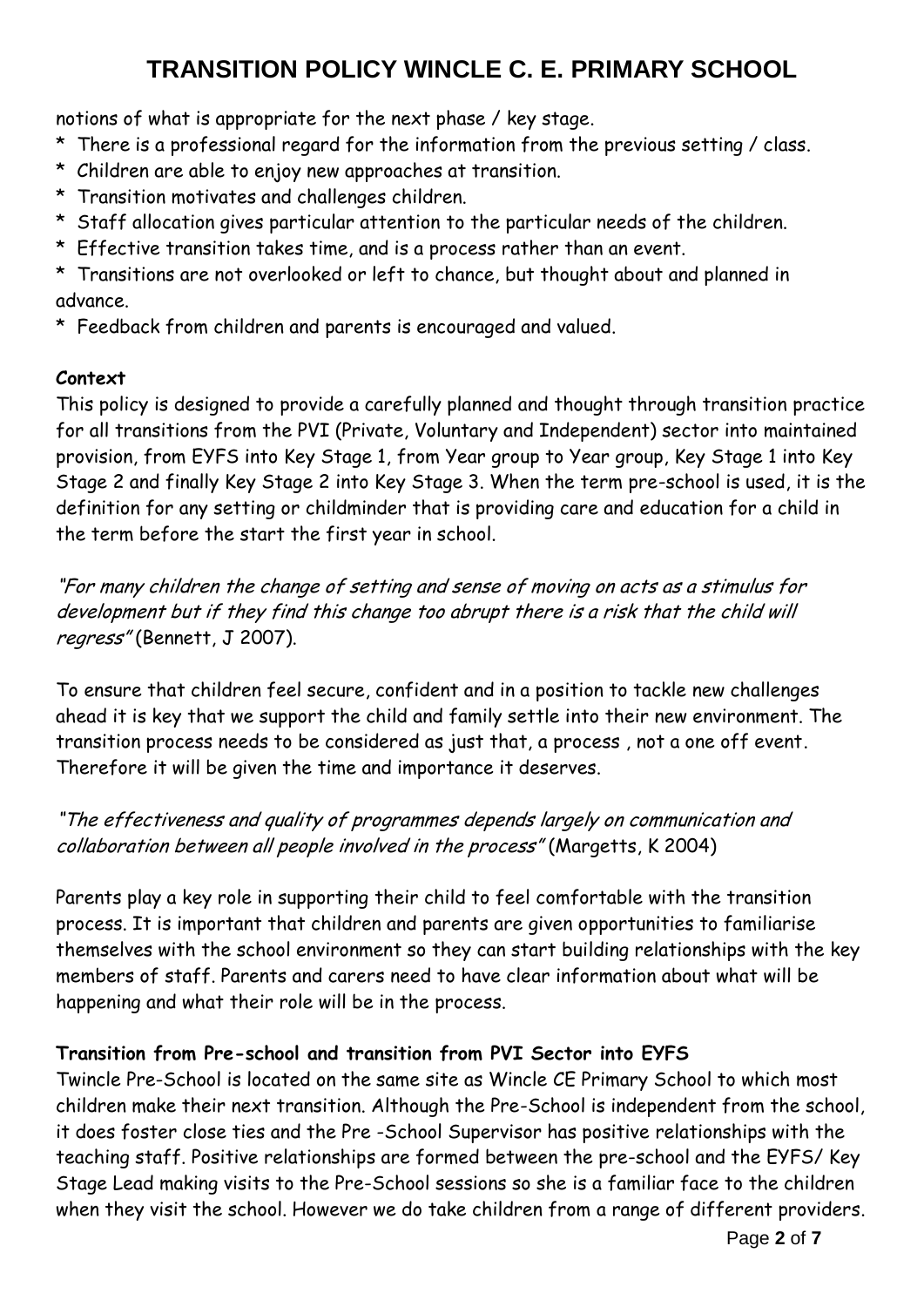notions of what is appropriate for the next phase / key stage.

* There is a professional regard for the information from the previous setting / class.
* Children are able to enjoy new approaches at transition.
* Transition motivates and challenges children.
* Staff allocation gives particular attention to the particular needs of the children.
* Effective transition takes time, and is a process rather than an event.
* Transitions are not overlooked or left to chance, but thought about and planned in advance.
* Feedback from children and parents is encouraged and valued.

**Context**

This policy is designed to provide a carefully planned and thought through transition practice for all transitions from the PVI (Private, Voluntary and Independent) sector into maintained provision, from EYFS into Key Stage 1, from Year group to Year group, Key Stage 1 into Key Stage 2 and finally Key Stage 2 into Key Stage 3. When the term pre-school is used, it is the definition for any setting or childminder that is providing care and education for a child in the term before the start the first year in school.

*"For many children the change of setting and sense of moving on acts as a stimulus for development but if they find this change too abrupt there is a risk that the child will regress"* (Bennett, J 2007).

To ensure that children feel secure, confident and in a position to tackle new challenges ahead it is key that we support the child and family settle into their new environment. The transition process needs to be considered as just that, a process , not a one off event. Therefore it will be given the time and importance it deserves.

*"The effectiveness and quality of programmes depends largely on communication and collaboration between all people involved in the process"* (Margetts, K 2004)

Parents play a key role in supporting their child to feel comfortable with the transition process. It is important that children and parents are given opportunities to familiarise themselves with the school environment so they can start building relationships with the key members of staff. Parents and carers need to have clear information about what will be happening and what their role will be in the process.

**Transition from Pre-school and transition from PVI Sector into EYFS**

Twincle Pre-School is located on the same site as Wincle CE Primary School to which most children make their next transition. Although the Pre-School is independent from the school, it does foster close ties and the Pre -School Supervisor has positive relationships with the teaching staff. Positive relationships are formed between the pre-school and the EYFS/ Key Stage Lead making visits to the Pre-School sessions so she is a familiar face to the children when they visit the school. However we do take children from a range of different providers.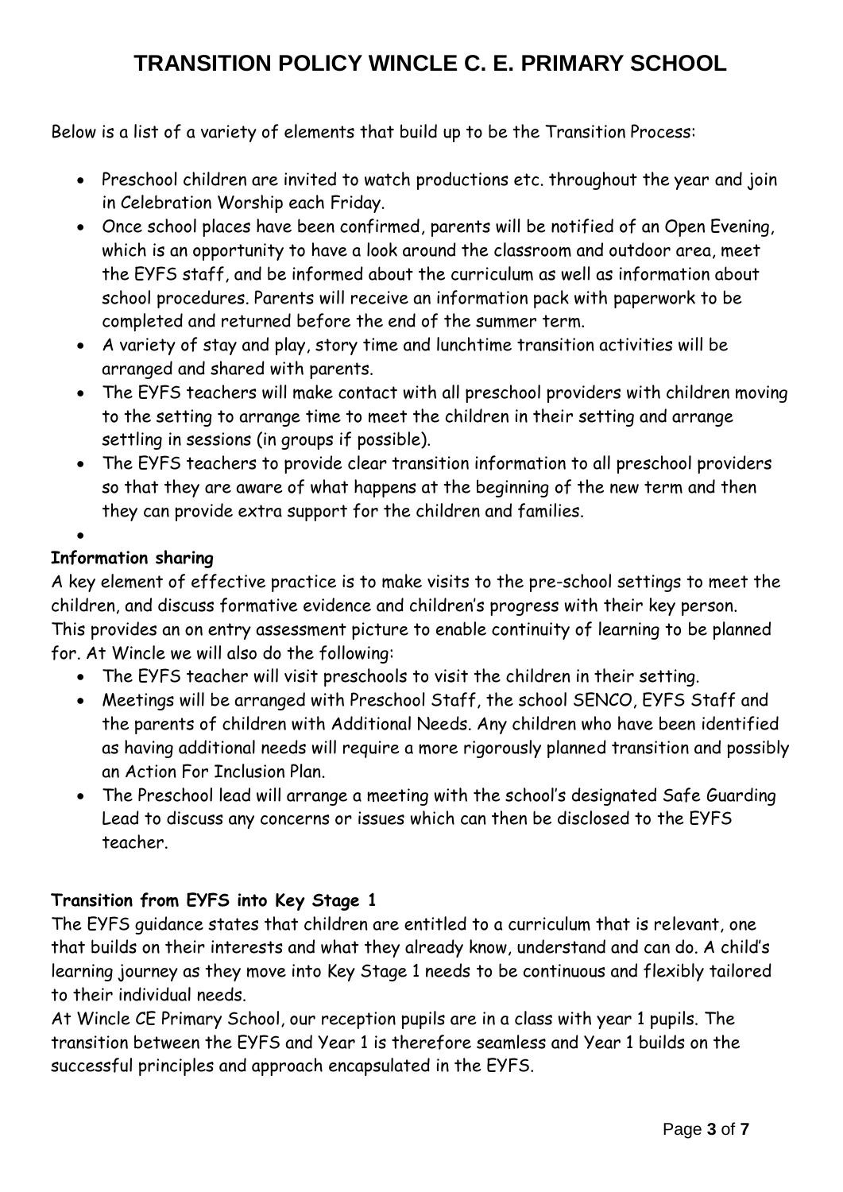# TRANSITION POLICY WINCLE C. E. PRIMARY SCHOOL

Below is a list of a variety of elements that build up to be the Transition Process:

- Preschool children are invited to watch productions etc. throughout the year and join in Celebration Worship each Friday.
- Once school places have been confirmed, parents will be notified of an Open Evening, which is an opportunity to have a look around the classroom and outdoor area, meet the EYFS staff, and be informed about the curriculum as well as information about school procedures. Parents will receive an information pack with paperwork to be completed and returned before the end of the summer term.
- A variety of stay and play, story time and lunchtime transition activities will be arranged and shared with parents.
- The EYFS teachers will make contact with all preschool providers with children moving to the setting to arrange time to meet the children in their setting and arrange settling in sessions (in groups if possible).
- The EYFS teachers to provide clear transition information to all preschool providers so that they are aware of what happens at the beginning of the new term and then they can provide extra support for the children and families.

**Information sharing**

A key element of effective practice is to make visits to the pre-school settings to meet the children, and discuss formative evidence and children's progress with their key person. This provides an on entry assessment picture to enable continuity of learning to be planned for. At Wincle we will also do the following:

- The EYFS teacher will visit preschools to visit the children in their setting.
- Meetings will be arranged with Preschool Staff, the school SENCO, EYFS Staff and the parents of children with Additional Needs. Any children who have been identified as having additional needs will require a more rigorously planned transition and possibly an Action For Inclusion Plan.
- The Preschool lead will arrange a meeting with the school's designated Safe Guarding Lead to discuss any concerns or issues which can then be disclosed to the EYFS teacher.

**Transition from EYFS into Key Stage 1**

The EYFS guidance states that children are entitled to a curriculum that is relevant, one that builds on their interests and what they already know, understand and can do. A child's learning journey as they move into Key Stage 1 needs to be continuous and flexibly tailored to their individual needs.

At Wincle CE Primary School, our reception pupils are in a class with year 1 pupils. The transition between the EYFS and Year 1 is therefore seamless and Year 1 builds on the successful principles and approach encapsulated in the EYFS.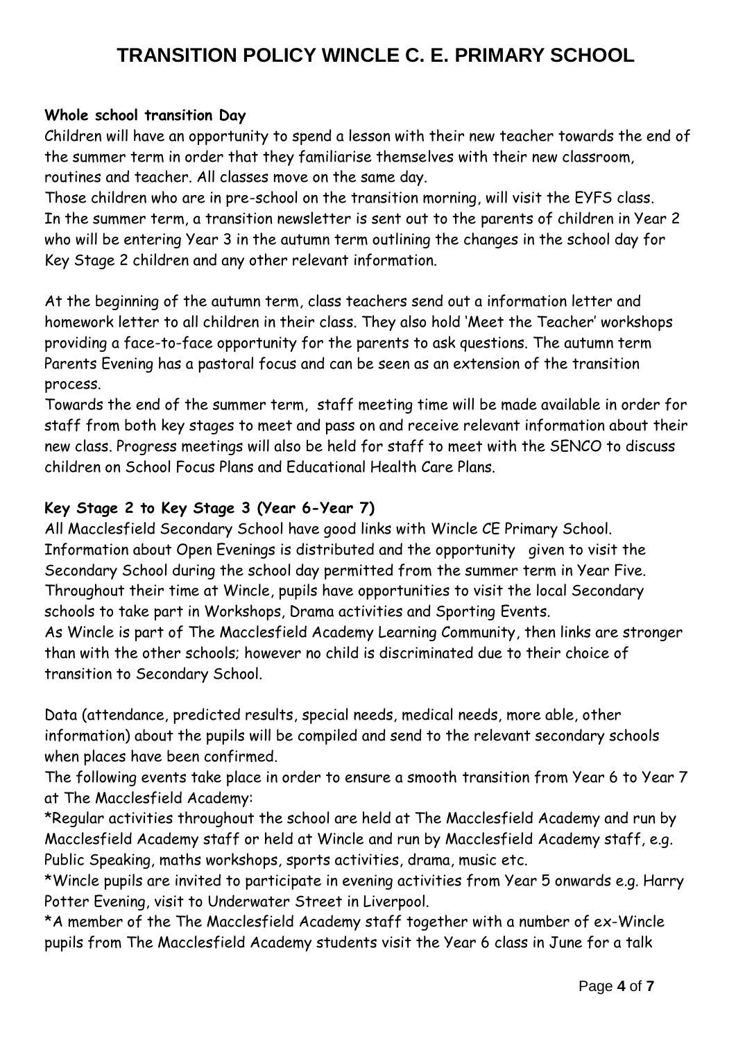# TRANSITION POLICY WINCLE C. E. PRIMARY SCHOOL

**Whole school transition Day**

Children will have an opportunity to spend a lesson with their new teacher towards the end of the summer term in order that they familiarise themselves with their new classroom, routines and teacher. All classes move on the same day.
Those children who are in pre-school on the transition morning, will visit the EYFS class.
In the summer term, a transition newsletter is sent out to the parents of children in Year 2 who will be entering Year 3 in the autumn term outlining the changes in the school day for Key Stage 2 children and any other relevant information.

At the beginning of the autumn term, class teachers send out a information letter and homework letter to all children in their class. They also hold 'Meet the Teacher' workshops providing a face-to-face opportunity for the parents to ask questions. The autumn term Parents Evening has a pastoral focus and can be seen as an extension of the transition process.
Towards the end of the summer term, staff meeting time will be made available in order for staff from both key stages to meet and pass on and receive relevant information about their new class. Progress meetings will also be held for staff to meet with the SENCO to discuss children on School Focus Plans and Educational Health Care Plans.

**Key Stage 2 to Key Stage 3 (Year 6-Year 7)**

All Macclesfield Secondary School have good links with Wincle CE Primary School.
Information about Open Evenings is distributed and the opportunity given to visit the Secondary School during the school day permitted from the summer term in Year Five.
Throughout their time at Wincle, pupils have opportunities to visit the local Secondary schools to take part in Workshops, Drama activities and Sporting Events.
As Wincle is part of The Macclesfield Academy Learning Community, then links are stronger than with the other schools; however no child is discriminated due to their choice of transition to Secondary School.

Data (attendance, predicted results, special needs, medical needs, more able, other information) about the pupils will be compiled and send to the relevant secondary schools when places have been confirmed.
The following events take place in order to ensure a smooth transition from Year 6 to Year 7 at The Macclesfield Academy:
*Regular activities throughout the school are held at The Macclesfield Academy and run by Macclesfield Academy staff or held at Wincle and run by Macclesfield Academy staff, e.g. Public Speaking, maths workshops, sports activities, drama, music etc.
*Wincle pupils are invited to participate in evening activities from Year 5 onwards e.g. Harry Potter Evening, visit to Underwater Street in Liverpool.
*A member of the The Macclesfield Academy staff together with a number of ex-Wincle pupils from The Macclesfield Academy students visit the Year 6 class in June for a talk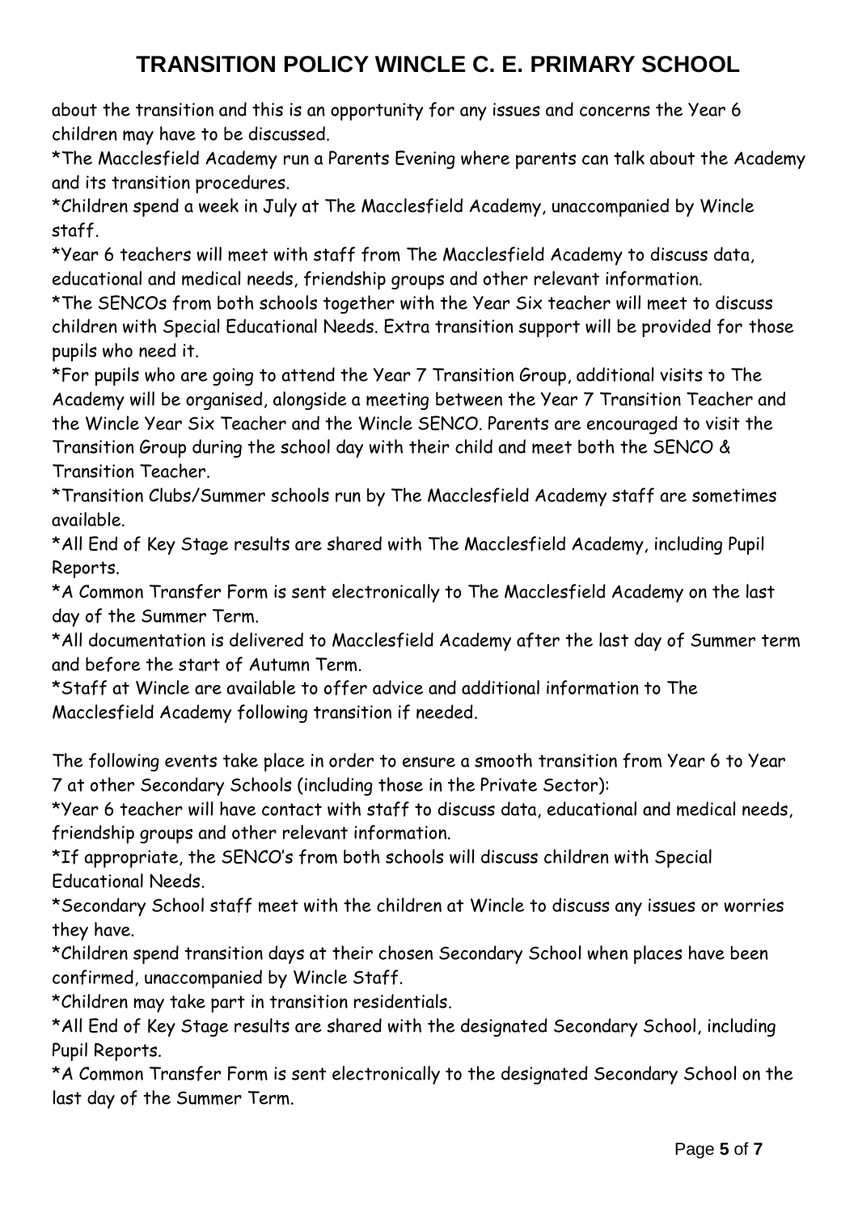about the transition and this is an opportunity for any issues and concerns the Year 6 children may have to be discussed.

*The Macclesfield Academy run a Parents Evening where parents can talk about the Academy and its transition procedures.

*Children spend a week in July at The Macclesfield Academy, unaccompanied by Wincle staff.

*Year 6 teachers will meet with staff from The Macclesfield Academy to discuss data, educational and medical needs, friendship groups and other relevant information.

*The SENCOs from both schools together with the Year Six teacher will meet to discuss children with Special Educational Needs. Extra transition support will be provided for those pupils who need it.

*For pupils who are going to attend the Year 7 Transition Group, additional visits to The Academy will be organised, alongside a meeting between the Year 7 Transition Teacher and the Wincle Year Six Teacher and the Wincle SENCO. Parents are encouraged to visit the Transition Group during the school day with their child and meet both the SENCO & Transition Teacher.

*Transition Clubs/Summer schools run by The Macclesfield Academy staff are sometimes available.

*All End of Key Stage results are shared with The Macclesfield Academy, including Pupil Reports.

*A Common Transfer Form is sent electronically to The Macclesfield Academy on the last day of the Summer Term.

*All documentation is delivered to Macclesfield Academy after the last day of Summer term and before the start of Autumn Term.

*Staff at Wincle are available to offer advice and additional information to The Macclesfield Academy following transition if needed.

The following events take place in order to ensure a smooth transition from Year 6 to Year 7 at other Secondary Schools (including those in the Private Sector):

*Year 6 teacher will have contact with staff to discuss data, educational and medical needs, friendship groups and other relevant information.

*If appropriate, the SENCO's from both schools will discuss children with Special Educational Needs.

*Secondary School staff meet with the children at Wincle to discuss any issues or worries they have.

*Children spend transition days at their chosen Secondary School when places have been confirmed, unaccompanied by Wincle Staff.

*Children may take part in transition residentials.

*All End of Key Stage results are shared with the designated Secondary School, including Pupil Reports.

*A Common Transfer Form is sent electronically to the designated Secondary School on the last day of the Summer Term.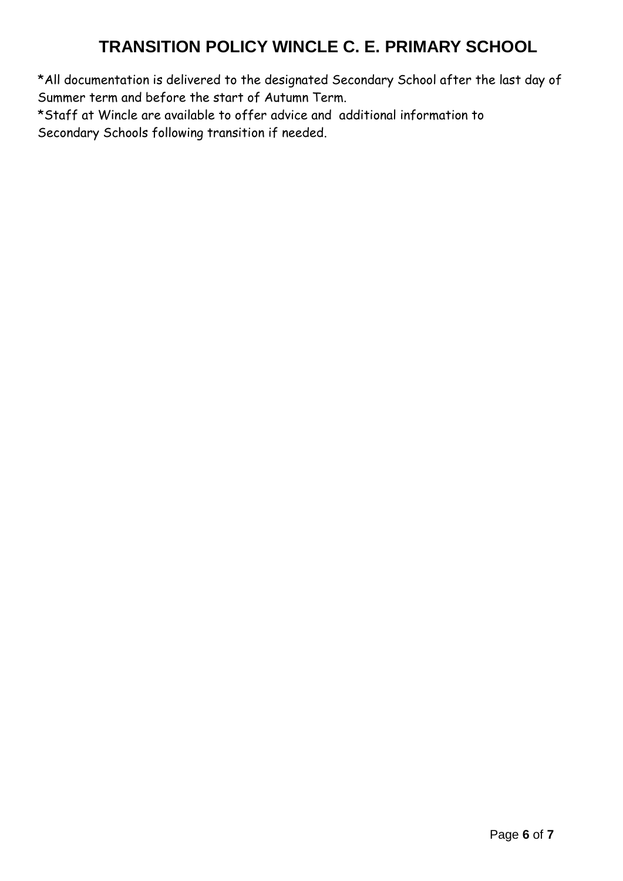# TRANSITION POLICY WINCLE C. E. PRIMARY SCHOOL

*All documentation is delivered to the designated Secondary School after the last day of Summer term and before the start of Autumn Term.

*Staff at Wincle are available to offer advice and additional information to Secondary Schools following transition if needed.